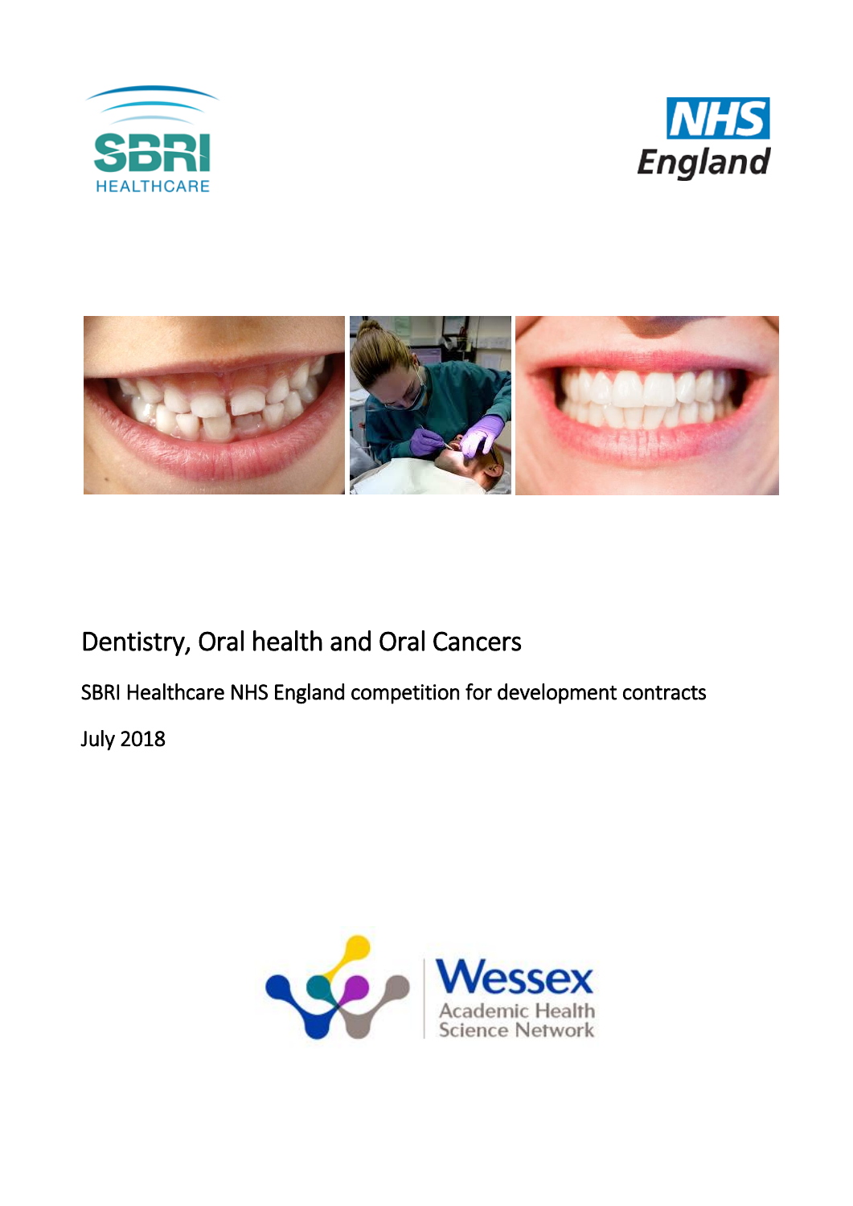# Dentistry, Oral health and Oral Cancers

SBRI Healthcare NHS England competition for development contracts

July 2018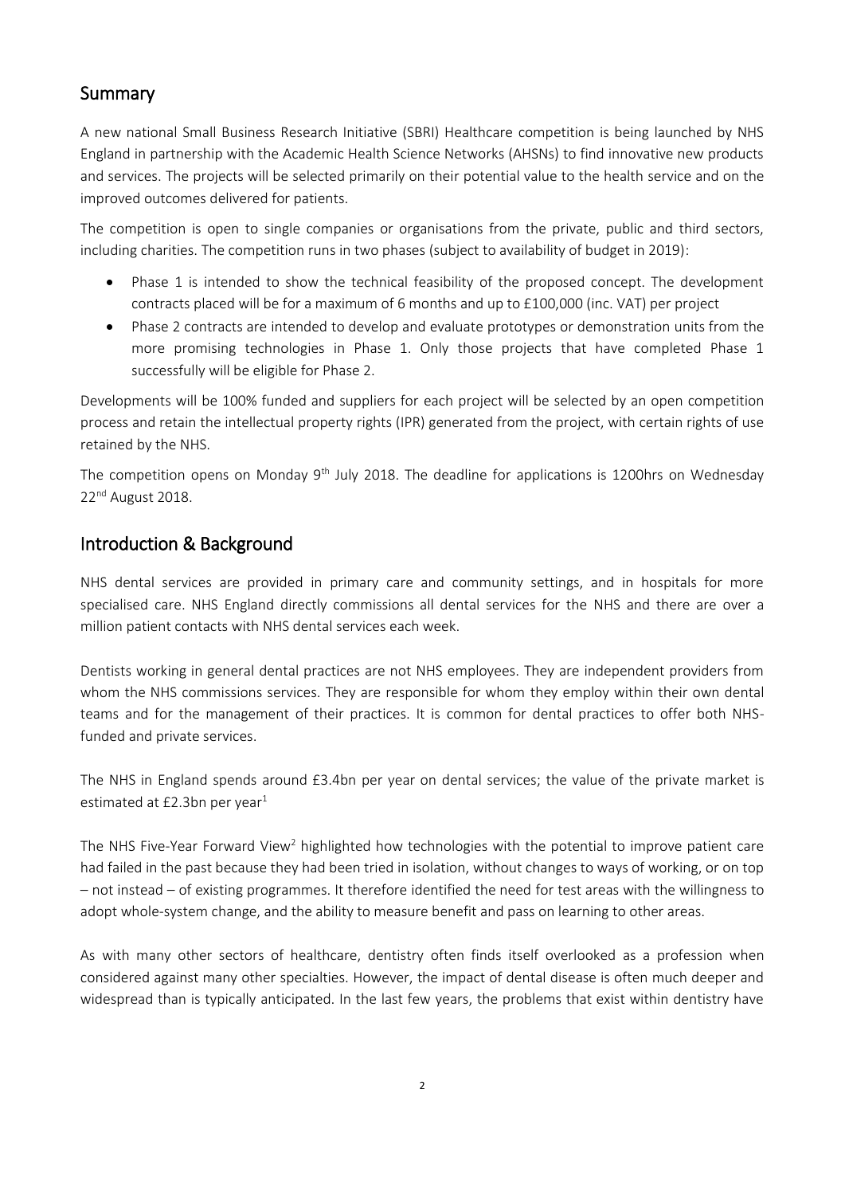## Summary

A new national Small Business Research Initiative (SBRI) Healthcare competition is being launched by NHS England in partnership with the Academic Health Science Networks (AHSNs) to find innovative new products and services. The projects will be selected primarily on their potential value to the health service and on the improved outcomes delivered for patients.

The competition is open to single companies or organisations from the private, public and third sectors, including charities. The competition runs in two phases (subject to availability of budget in 2019):

- Phase 1 is intended to show the technical feasibility of the proposed concept. The development contracts placed will be for a maximum of 6 months and up to £100,000 (inc. VAT) per project
- Phase 2 contracts are intended to develop and evaluate prototypes or demonstration units from the more promising technologies in Phase 1. Only those projects that have completed Phase 1 successfully will be eligible for Phase 2.

Developments will be 100% funded and suppliers for each project will be selected by an open competition process and retain the intellectual property rights (IPR) generated from the project, with certain rights of use retained by the NHS.

The competition opens on Monday 9th July 2018. The deadline for applications is 1200hrs on Wednesday 22nd August 2018.

## Introduction & Background

NHS dental services are provided in primary care and community settings, and in hospitals for more specialised care. NHS England directly commissions all dental services for the NHS and there are over a million patient contacts with NHS dental services each week.

Dentists working in general dental practices are not NHS employees. They are independent providers from whom the NHS commissions services. They are responsible for whom they employ within their own dental teams and for the management of their practices. It is common for dental practices to offer both NHS-funded and private services.

The NHS in England spends around £3.4bn per year on dental services; the value of the private market is estimated at £2.3bn per year[1]

The NHS Five-Year Forward View[2] highlighted how technologies with the potential to improve patient care had failed in the past because they had been tried in isolation, without changes to ways of working, or on top – not instead – of existing programmes. It therefore identified the need for test areas with the willingness to adopt whole-system change, and the ability to measure benefit and pass on learning to other areas.

As with many other sectors of healthcare, dentistry often finds itself overlooked as a profession when considered against many other specialties. However, the impact of dental disease is often much deeper and widespread than is typically anticipated. In the last few years, the problems that exist within dentistry have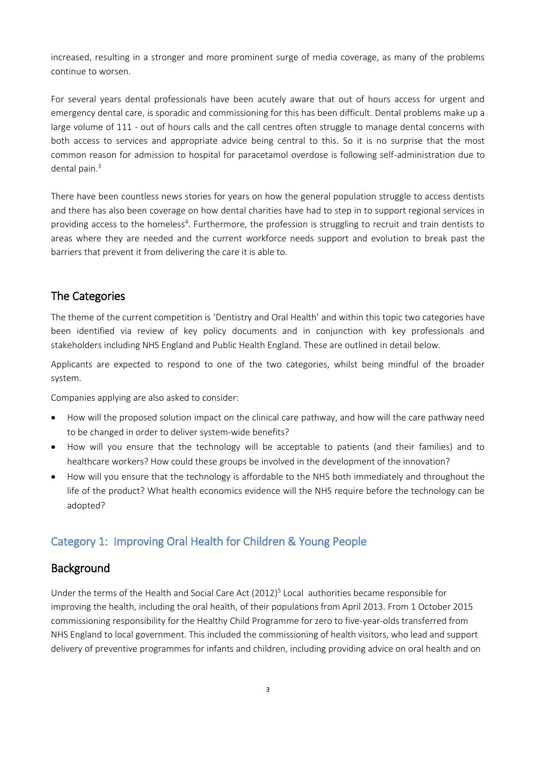increased, resulting in a stronger and more prominent surge of media coverage, as many of the problems continue to worsen.

For several years dental professionals have been acutely aware that out of hours access for urgent and emergency dental care, is sporadic and commissioning for this has been difficult. Dental problems make up a large volume of 111 - out of hours calls and the call centres often struggle to manage dental concerns with both access to services and appropriate advice being central to this. So it is no surprise that the most common reason for admission to hospital for paracetamol overdose is following self-administration due to dental pain.[3]

There have been countless news stories for years on how the general population struggle to access dentists and there has also been coverage on how dental charities have had to step in to support regional services in providing access to the homeless[4]. Furthermore, the profession is struggling to recruit and train dentists to areas where they are needed and the current workforce needs support and evolution to break past the barriers that prevent it from delivering the care it is able to.

## The Categories

The theme of the current competition is 'Dentistry and Oral Health' and within this topic two categories have been identified via review of key policy documents and in conjunction with key professionals and stakeholders including NHS England and Public Health England. These are outlined in detail below.

Applicants are expected to respond to one of the two categories, whilst being mindful of the broader system.

Companies applying are also asked to consider:

- How will the proposed solution impact on the clinical care pathway, and how will the care pathway need to be changed in order to deliver system-wide benefits?
- How will you ensure that the technology will be acceptable to patients (and their families) and to healthcare workers? How could these groups be involved in the development of the innovation?
- How will you ensure that the technology is affordable to the NHS both immediately and throughout the life of the product? What health economics evidence will the NHS require before the technology can be adopted?

## Category 1: Improving Oral Health for Children & Young People

## Background

Under the terms of the Health and Social Care Act (2012)[5] Local authorities became responsible for improving the health, including the oral health, of their populations from April 2013. From 1 October 2015 commissioning responsibility for the Healthy Child Programme for zero to five-year-olds transferred from NHS England to local government. This included the commissioning of health visitors, who lead and support delivery of preventive programmes for infants and children, including providing advice on oral health and on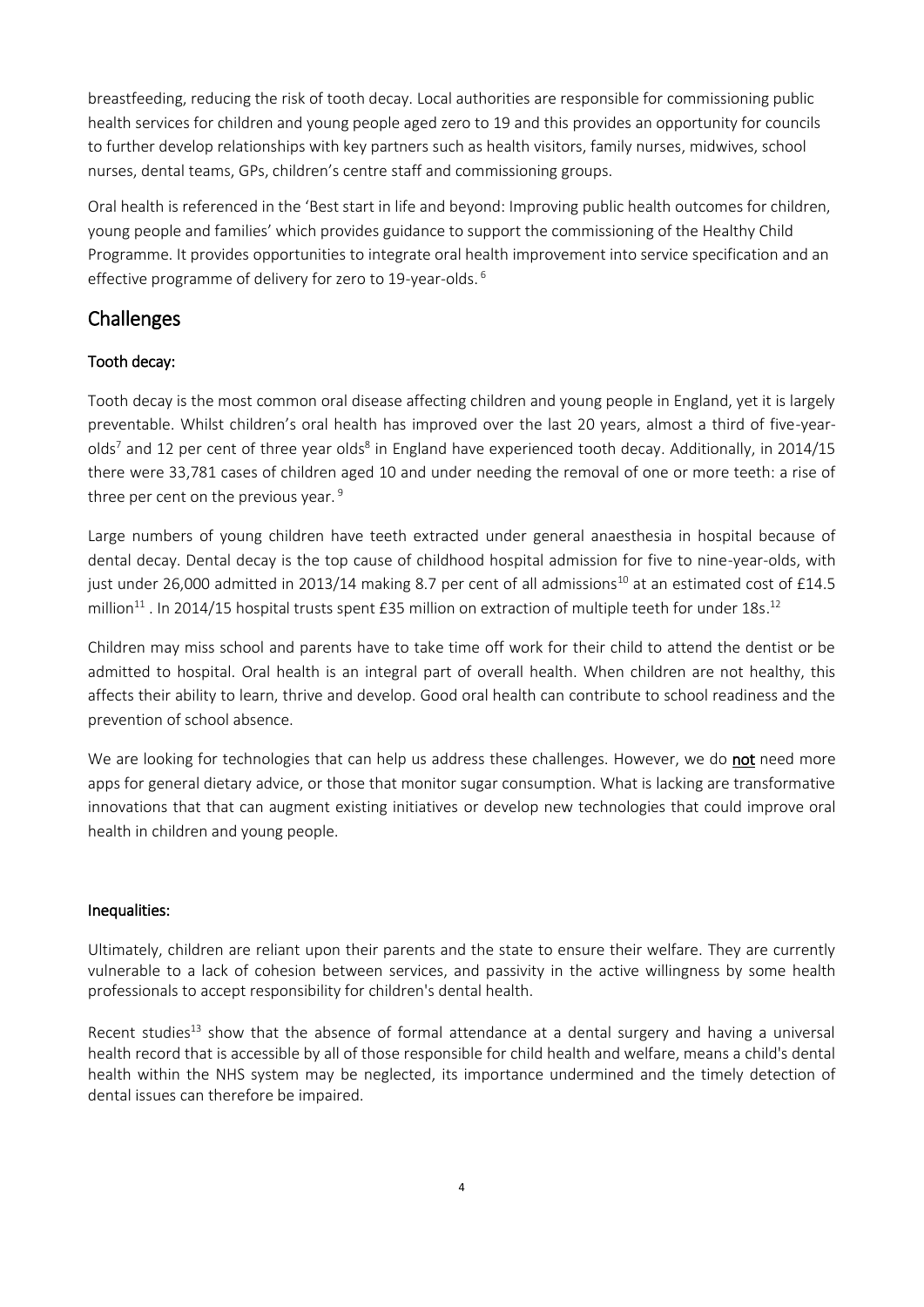breastfeeding, reducing the risk of tooth decay. Local authorities are responsible for commissioning public health services for children and young people aged zero to 19 and this provides an opportunity for councils to further develop relationships with key partners such as health visitors, family nurses, midwives, school nurses, dental teams, GPs, children's centre staff and commissioning groups.

Oral health is referenced in the 'Best start in life and beyond: Improving public health outcomes for children, young people and families' which provides guidance to support the commissioning of the Healthy Child Programme. It provides opportunities to integrate oral health improvement into service specification and an effective programme of delivery for zero to 19-year-olds.[6]

## Challenges

### Tooth decay:

Tooth decay is the most common oral disease affecting children and young people in England, yet it is largely preventable. Whilst children's oral health has improved over the last 20 years, almost a third of five-year-olds[7] and 12 per cent of three year olds[8] in England have experienced tooth decay. Additionally, in 2014/15 there were 33,781 cases of children aged 10 and under needing the removal of one or more teeth: a rise of three per cent on the previous year.[9]

Large numbers of young children have teeth extracted under general anaesthesia in hospital because of dental decay. Dental decay is the top cause of childhood hospital admission for five to nine-year-olds, with just under 26,000 admitted in 2013/14 making 8.7 per cent of all admissions[10] at an estimated cost of £14.5 million[11]. In 2014/15 hospital trusts spent £35 million on extraction of multiple teeth for under 18s.[12]

Children may miss school and parents have to take time off work for their child to attend the dentist or be admitted to hospital. Oral health is an integral part of overall health. When children are not healthy, this affects their ability to learn, thrive and develop. Good oral health can contribute to school readiness and the prevention of school absence.

We are looking for technologies that can help us address these challenges. However, we do **not** need more apps for general dietary advice, or those that monitor sugar consumption. What is lacking are transformative innovations that that can augment existing initiatives or develop new technologies that could improve oral health in children and young people.

### Inequalities:

Ultimately, children are reliant upon their parents and the state to ensure their welfare. They are currently vulnerable to a lack of cohesion between services, and passivity in the active willingness by some health professionals to accept responsibility for children's dental health.

Recent studies[13] show that the absence of formal attendance at a dental surgery and having a universal health record that is accessible by all of those responsible for child health and welfare, means a child's dental health within the NHS system may be neglected, its importance undermined and the timely detection of dental issues can therefore be impaired.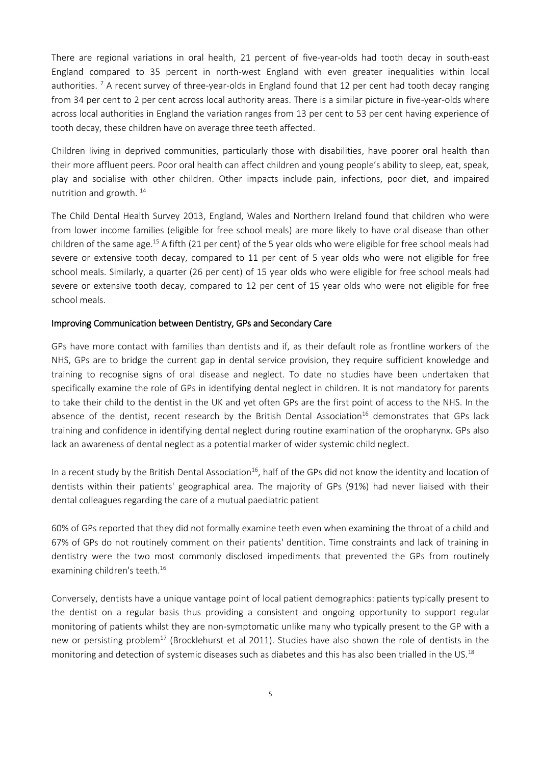There are regional variations in oral health, 21 percent of five-year-olds had tooth decay in south-east England compared to 35 percent in north-west England with even greater inequalities within local authorities. [7] A recent survey of three-year-olds in England found that 12 per cent had tooth decay ranging from 34 per cent to 2 per cent across local authority areas. There is a similar picture in five-year-olds where across local authorities in England the variation ranges from 13 per cent to 53 per cent having experience of tooth decay, these children have on average three teeth affected.

Children living in deprived communities, particularly those with disabilities, have poorer oral health than their more affluent peers. Poor oral health can affect children and young people's ability to sleep, eat, speak, play and socialise with other children. Other impacts include pain, infections, poor diet, and impaired nutrition and growth. [14]

The Child Dental Health Survey 2013, England, Wales and Northern Ireland found that children who were from lower income families (eligible for free school meals) are more likely to have oral disease than other children of the same age.[15] A fifth (21 per cent) of the 5 year olds who were eligible for free school meals had severe or extensive tooth decay, compared to 11 per cent of 5 year olds who were not eligible for free school meals. Similarly, a quarter (26 per cent) of 15 year olds who were eligible for free school meals had severe or extensive tooth decay, compared to 12 per cent of 15 year olds who were not eligible for free school meals.

## Improving Communication between Dentistry, GPs and Secondary Care

GPs have more contact with families than dentists and if, as their default role as frontline workers of the NHS, GPs are to bridge the current gap in dental service provision, they require sufficient knowledge and training to recognise signs of oral disease and neglect. To date no studies have been undertaken that specifically examine the role of GPs in identifying dental neglect in children. It is not mandatory for parents to take their child to the dentist in the UK and yet often GPs are the first point of access to the NHS. In the absence of the dentist, recent research by the British Dental Association[16] demonstrates that GPs lack training and confidence in identifying dental neglect during routine examination of the oropharynx. GPs also lack an awareness of dental neglect as a potential marker of wider systemic child neglect.

In a recent study by the British Dental Association[16], half of the GPs did not know the identity and location of dentists within their patients' geographical area. The majority of GPs (91%) had never liaised with their dental colleagues regarding the care of a mutual paediatric patient

60% of GPs reported that they did not formally examine teeth even when examining the throat of a child and 67% of GPs do not routinely comment on their patients' dentition. Time constraints and lack of training in dentistry were the two most commonly disclosed impediments that prevented the GPs from routinely examining children's teeth.[16]

Conversely, dentists have a unique vantage point of local patient demographics: patients typically present to the dentist on a regular basis thus providing a consistent and ongoing opportunity to support regular monitoring of patients whilst they are non-symptomatic unlike many who typically present to the GP with a new or persisting problem[17] (Brocklehurst et al 2011). Studies have also shown the role of dentists in the monitoring and detection of systemic diseases such as diabetes and this has also been trialled in the US.[18]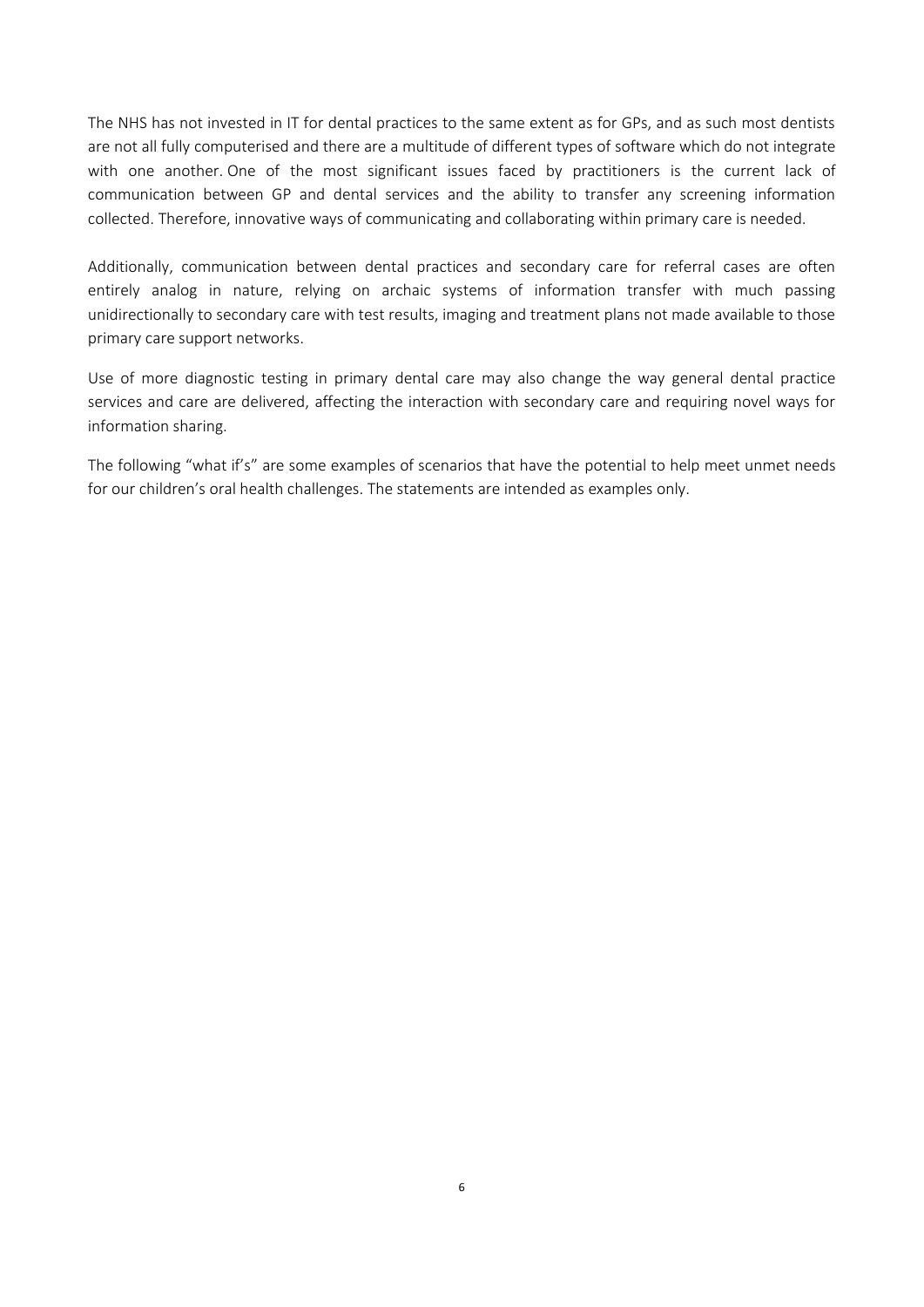The NHS has not invested in IT for dental practices to the same extent as for GPs, and as such most dentists are not all fully computerised and there are a multitude of different types of software which do not integrate with one another. One of the most significant issues faced by practitioners is the current lack of communication between GP and dental services and the ability to transfer any screening information collected. Therefore, innovative ways of communicating and collaborating within primary care is needed.

Additionally, communication between dental practices and secondary care for referral cases are often entirely analog in nature, relying on archaic systems of information transfer with much passing unidirectionally to secondary care with test results, imaging and treatment plans not made available to those primary care support networks.

Use of more diagnostic testing in primary dental care may also change the way general dental practice services and care are delivered, affecting the interaction with secondary care and requiring novel ways for information sharing.

The following "what if's" are some examples of scenarios that have the potential to help meet unmet needs for our children's oral health challenges. The statements are intended as examples only.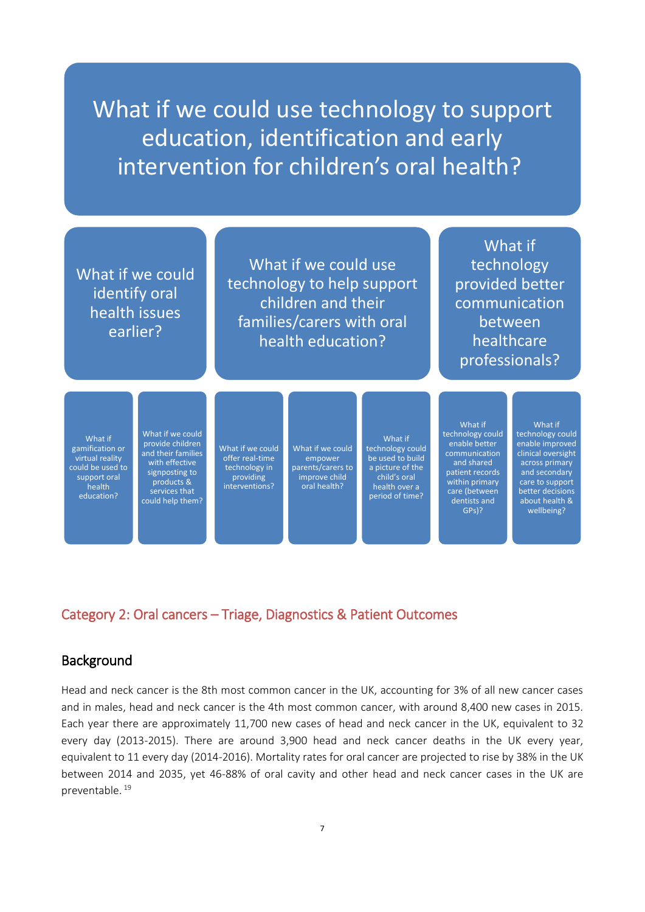What if we could use technology to support education, identification and early intervention for children's oral health?

What if we could identify oral health issues earlier?

What if we could use technology to help support children and their families/carers with oral health education?

What if technology provided better communication between healthcare professionals?

What if gamification or virtual reality could be used to support oral health education?

What if we could provide children and their families with effective signposting to products & services that could help them?

What if we could offer real-time technology in providing interventions?

What if we could empower parents/carers to improve child oral health?

What if technology could be used to build a picture of the child's oral health over a period of time?

What if technology could enable better communication and shared patient records within primary care (between dentists and GPs)?

What if technology could enable improved clinical oversight across primary and secondary care to support better decisions about health & wellbeing?

## Category 2: Oral cancers – Triage, Diagnostics & Patient Outcomes

### Background

Head and neck cancer is the 8th most common cancer in the UK, accounting for 3% of all new cancer cases and in males, head and neck cancer is the 4th most common cancer, with around 8,400 new cases in 2015. Each year there are approximately 11,700 new cases of head and neck cancer in the UK, equivalent to 32 every day (2013-2015). There are around 3,900 head and neck cancer deaths in the UK every year, equivalent to 11 every day (2014-2016). Mortality rates for oral cancer are projected to rise by 38% in the UK between 2014 and 2035, yet 46-88% of oral cavity and other head and neck cancer cases in the UK are preventable. [19]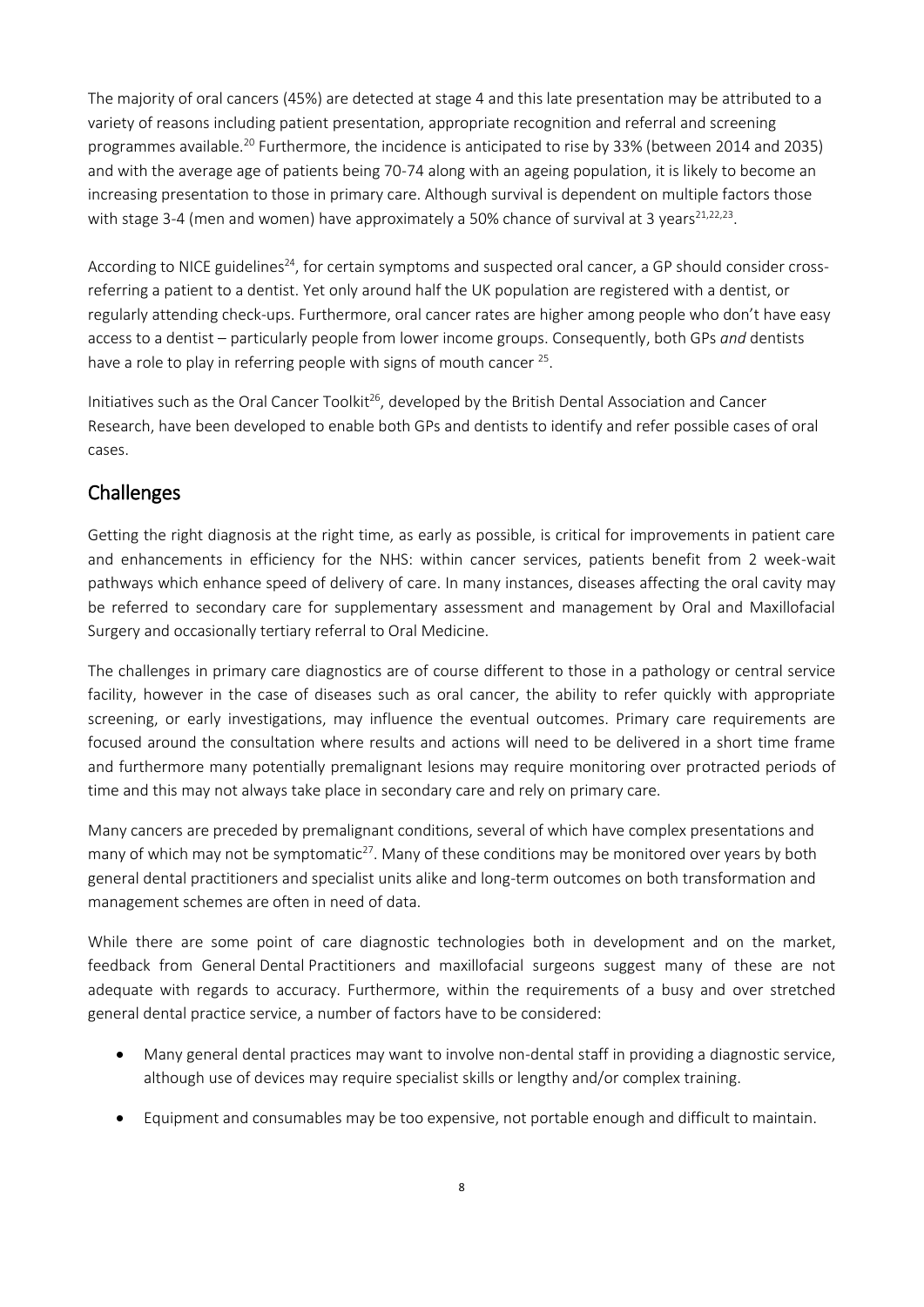The majority of oral cancers (45%) are detected at stage 4 and this late presentation may be attributed to a variety of reasons including patient presentation, appropriate recognition and referral and screening programmes available.[20] Furthermore, the incidence is anticipated to rise by 33% (between 2014 and 2035) and with the average age of patients being 70-74 along with an ageing population, it is likely to become an increasing presentation to those in primary care. Although survival is dependent on multiple factors those with stage 3-4 (men and women) have approximately a 50% chance of survival at 3 years[21,22,23].

According to NICE guidelines[24], for certain symptoms and suspected oral cancer, a GP should consider cross-referring a patient to a dentist. Yet only around half the UK population are registered with a dentist, or regularly attending check-ups. Furthermore, oral cancer rates are higher among people who don't have easy access to a dentist – particularly people from lower income groups. Consequently, both GPs *and* dentists have a role to play in referring people with signs of mouth cancer [25].

Initiatives such as the Oral Cancer Toolkit[26], developed by the British Dental Association and Cancer Research, have been developed to enable both GPs and dentists to identify and refer possible cases of oral cases.

## Challenges

Getting the right diagnosis at the right time, as early as possible, is critical for improvements in patient care and enhancements in efficiency for the NHS: within cancer services, patients benefit from 2 week-wait pathways which enhance speed of delivery of care. In many instances, diseases affecting the oral cavity may be referred to secondary care for supplementary assessment and management by Oral and Maxillofacial Surgery and occasionally tertiary referral to Oral Medicine.

The challenges in primary care diagnostics are of course different to those in a pathology or central service facility, however in the case of diseases such as oral cancer, the ability to refer quickly with appropriate screening, or early investigations, may influence the eventual outcomes. Primary care requirements are focused around the consultation where results and actions will need to be delivered in a short time frame and furthermore many potentially premalignant lesions may require monitoring over protracted periods of time and this may not always take place in secondary care and rely on primary care.

Many cancers are preceded by premalignant conditions, several of which have complex presentations and many of which may not be symptomatic[27]. Many of these conditions may be monitored over years by both general dental practitioners and specialist units alike and long-term outcomes on both transformation and management schemes are often in need of data.

While there are some point of care diagnostic technologies both in development and on the market, feedback from General Dental Practitioners and maxillofacial surgeons suggest many of these are not adequate with regards to accuracy. Furthermore, within the requirements of a busy and over stretched general dental practice service, a number of factors have to be considered:

- Many general dental practices may want to involve non-dental staff in providing a diagnostic service, although use of devices may require specialist skills or lengthy and/or complex training.
- Equipment and consumables may be too expensive, not portable enough and difficult to maintain.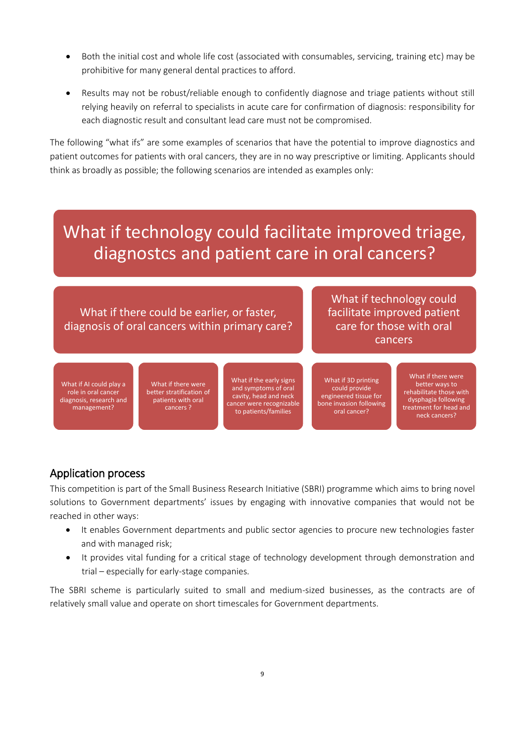- Both the initial cost and whole life cost (associated with consumables, servicing, training etc) may be prohibitive for many general dental practices to afford.
- Results may not be robust/reliable enough to confidently diagnose and triage patients without still relying heavily on referral to specialists in acute care for confirmation of diagnosis: responsibility for each diagnostic result and consultant lead care must not be compromised.

The following "what ifs" are some examples of scenarios that have the potential to improve diagnostics and patient outcomes for patients with oral cancers, they are in no way prescriptive or limiting. Applicants should think as broadly as possible; the following scenarios are intended as examples only:

What if technology could facilitate improved triage, diagnostcs and patient care in oral cancers?

What if there could be earlier, or faster, diagnosis of oral cancers within primary care?

What if technology could facilitate improved patient care for those with oral cancers

What if AI could play a role in oral cancer diagnosis, research and management?

What if there were better stratification of patients with oral cancers ?

What if the early signs and symptoms of oral cavity, head and neck cancer were recognizable to patients/families

What if 3D printing could provide engineered tissue for bone invasion following oral cancer?

What if there were better ways to rehabilitate those with dysphagia following treatment for head and neck cancers?

## Application process

This competition is part of the Small Business Research Initiative (SBRI) programme which aims to bring novel solutions to Government departments' issues by engaging with innovative companies that would not be reached in other ways:

- It enables Government departments and public sector agencies to procure new technologies faster and with managed risk;
- It provides vital funding for a critical stage of technology development through demonstration and trial – especially for early-stage companies.

The SBRI scheme is particularly suited to small and medium-sized businesses, as the contracts are of relatively small value and operate on short timescales for Government departments.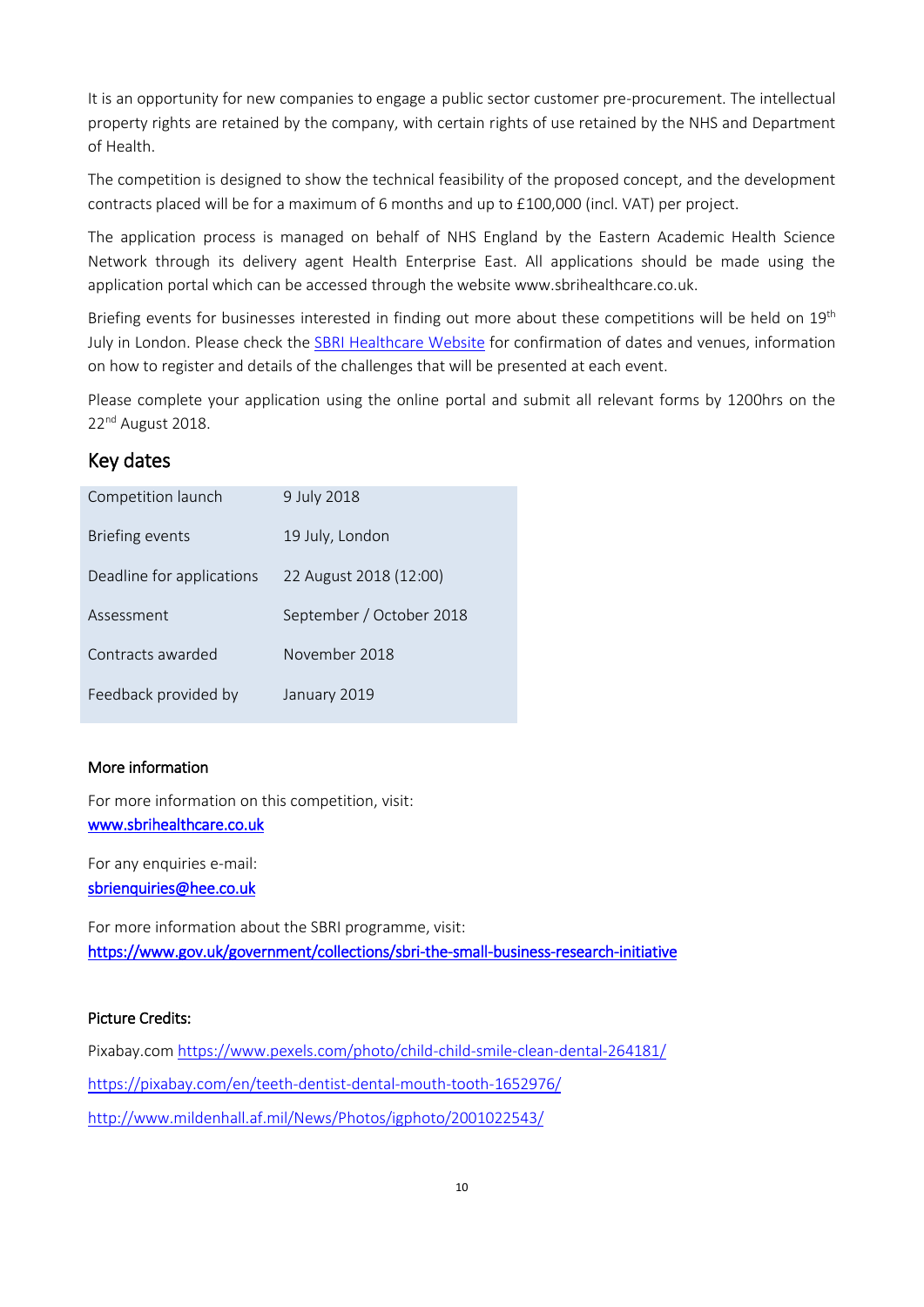It is an opportunity for new companies to engage a public sector customer pre-procurement. The intellectual property rights are retained by the company, with certain rights of use retained by the NHS and Department of Health.

The competition is designed to show the technical feasibility of the proposed concept, and the development contracts placed will be for a maximum of 6 months and up to £100,000 (incl. VAT) per project.

The application process is managed on behalf of NHS England by the Eastern Academic Health Science Network through its delivery agent Health Enterprise East. All applications should be made using the application portal which can be accessed through the website www.sbrihealthcare.co.uk.

Briefing events for businesses interested in finding out more about these competitions will be held on 19th July in London. Please check the [SBRI Healthcare Website](https://www.sbrihealthcare.co.uk) for confirmation of dates and venues, information on how to register and details of the challenges that will be presented at each event.

Please complete your application using the online portal and submit all relevant forms by 1200hrs on the 22nd August 2018.

## Key dates

| | |
|---|---|
| Competition launch | 9 July 2018 |
| Briefing events | 19 July, London |
| Deadline for applications | 22 August 2018 (12:00) |
| Assessment | September / October 2018 |
| Contracts awarded | November 2018 |
| Feedback provided by | January 2019 |

#### More information

For more information on this competition, visit:
[www.sbrihealthcare.co.uk](http://www.sbrihealthcare.co.uk)

For any enquiries e-mail:
[sbrienquiries@hee.co.uk](mailto:sbrienquiries@hee.co.uk)

For more information about the SBRI programme, visit:
[https://www.gov.uk/government/collections/sbri-the-small-business-research-initiative](https://www.gov.uk/government/collections/sbri-the-small-business-research-initiative)

#### Picture Credits:

Pixabay.com [https://www.pexels.com/photo/child-child-smile-clean-dental-264181/](https://www.pexels.com/photo/child-child-smile-clean-dental-264181/)

[https://pixabay.com/en/teeth-dentist-dental-mouth-tooth-1652976/](https://pixabay.com/en/teeth-dentist-dental-mouth-tooth-1652976/)

[http://www.mildenhall.af.mil/News/Photos/igphoto/2001022543/](http://www.mildenhall.af.mil/News/Photos/igphoto/2001022543/)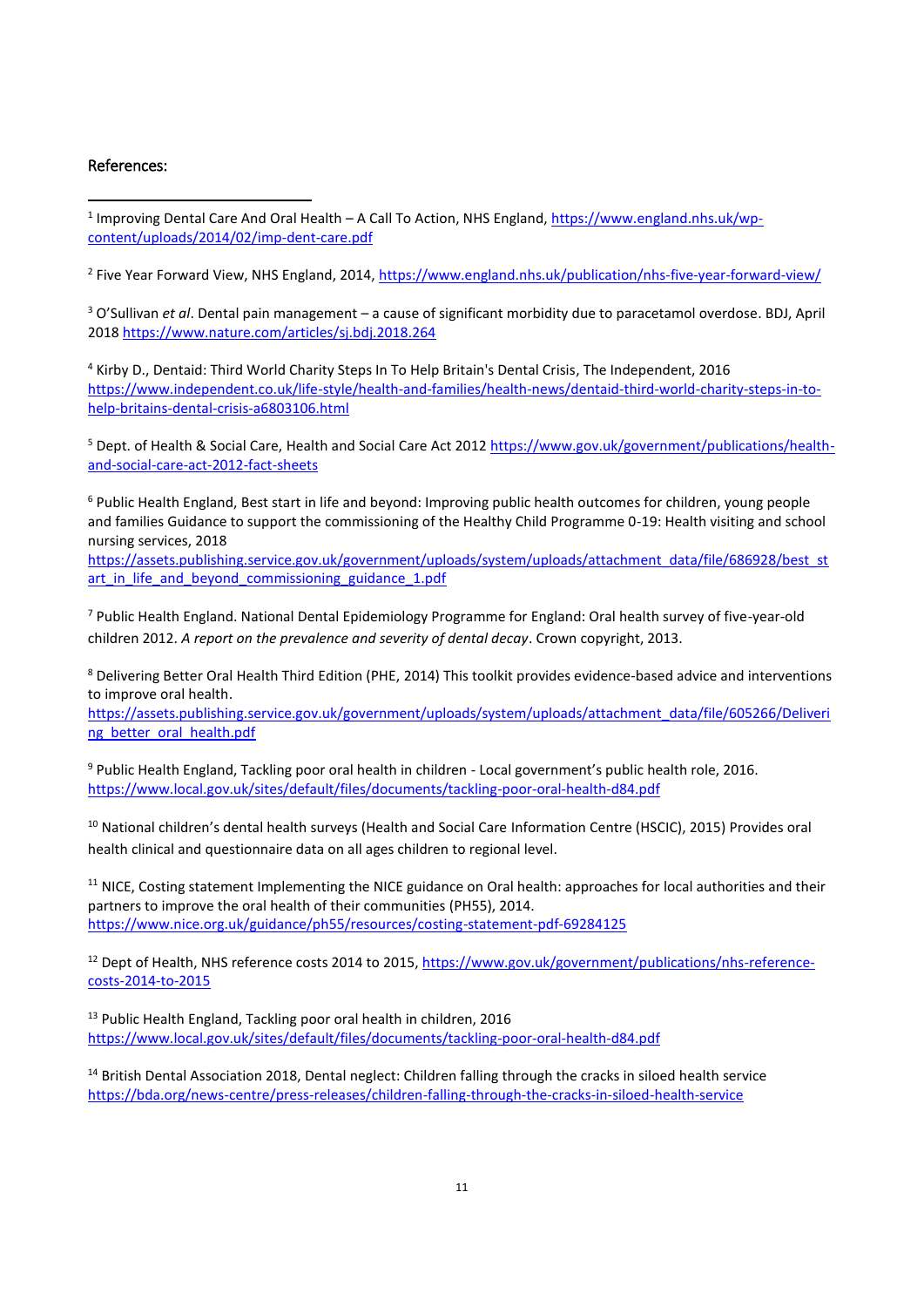References:

[1] Improving Dental Care And Oral Health – A Call To Action, NHS England, https://www.england.nhs.uk/wp-content/uploads/2014/02/imp-dent-care.pdf

[2] Five Year Forward View, NHS England, 2014, https://www.england.nhs.uk/publication/nhs-five-year-forward-view/

[3] O'Sullivan *et al*. Dental pain management – a cause of significant morbidity due to paracetamol overdose. BDJ, April 2018 https://www.nature.com/articles/sj.bdj.2018.264

[4] Kirby D., Dentaid: Third World Charity Steps In To Help Britain's Dental Crisis, The Independent, 2016 https://www.independent.co.uk/life-style/health-and-families/health-news/dentaid-third-world-charity-steps-in-to-help-britains-dental-crisis-a6803106.html

[5] Dept. of Health & Social Care, Health and Social Care Act 2012 https://www.gov.uk/government/publications/health-and-social-care-act-2012-fact-sheets

[6] Public Health England, Best start in life and beyond: Improving public health outcomes for children, young people and families Guidance to support the commissioning of the Healthy Child Programme 0-19: Health visiting and school nursing services, 2018 https://assets.publishing.service.gov.uk/government/uploads/system/uploads/attachment_data/file/686928/best_start_in_life_and_beyond_commissioning_guidance_1.pdf

[7] Public Health England. National Dental Epidemiology Programme for England: Oral health survey of five-year-old children 2012. *A report on the prevalence and severity of dental decay*. Crown copyright, 2013.

[8] Delivering Better Oral Health Third Edition (PHE, 2014) This toolkit provides evidence-based advice and interventions to improve oral health. https://assets.publishing.service.gov.uk/government/uploads/system/uploads/attachment_data/file/605266/Delivering_better_oral_health.pdf

[9] Public Health England, Tackling poor oral health in children - Local government's public health role, 2016. https://www.local.gov.uk/sites/default/files/documents/tackling-poor-oral-health-d84.pdf

[10] National children's dental health surveys (Health and Social Care Information Centre (HSCIC), 2015) Provides oral health clinical and questionnaire data on all ages children to regional level.

[11] NICE, Costing statement Implementing the NICE guidance on Oral health: approaches for local authorities and their partners to improve the oral health of their communities (PH55), 2014. https://www.nice.org.uk/guidance/ph55/resources/costing-statement-pdf-69284125

[12] Dept of Health, NHS reference costs 2014 to 2015, https://www.gov.uk/government/publications/nhs-reference-costs-2014-to-2015

[13] Public Health England, Tackling poor oral health in children, 2016 https://www.local.gov.uk/sites/default/files/documents/tackling-poor-oral-health-d84.pdf

[14] British Dental Association 2018, Dental neglect: Children falling through the cracks in siloed health service https://bda.org/news-centre/press-releases/children-falling-through-the-cracks-in-siloed-health-service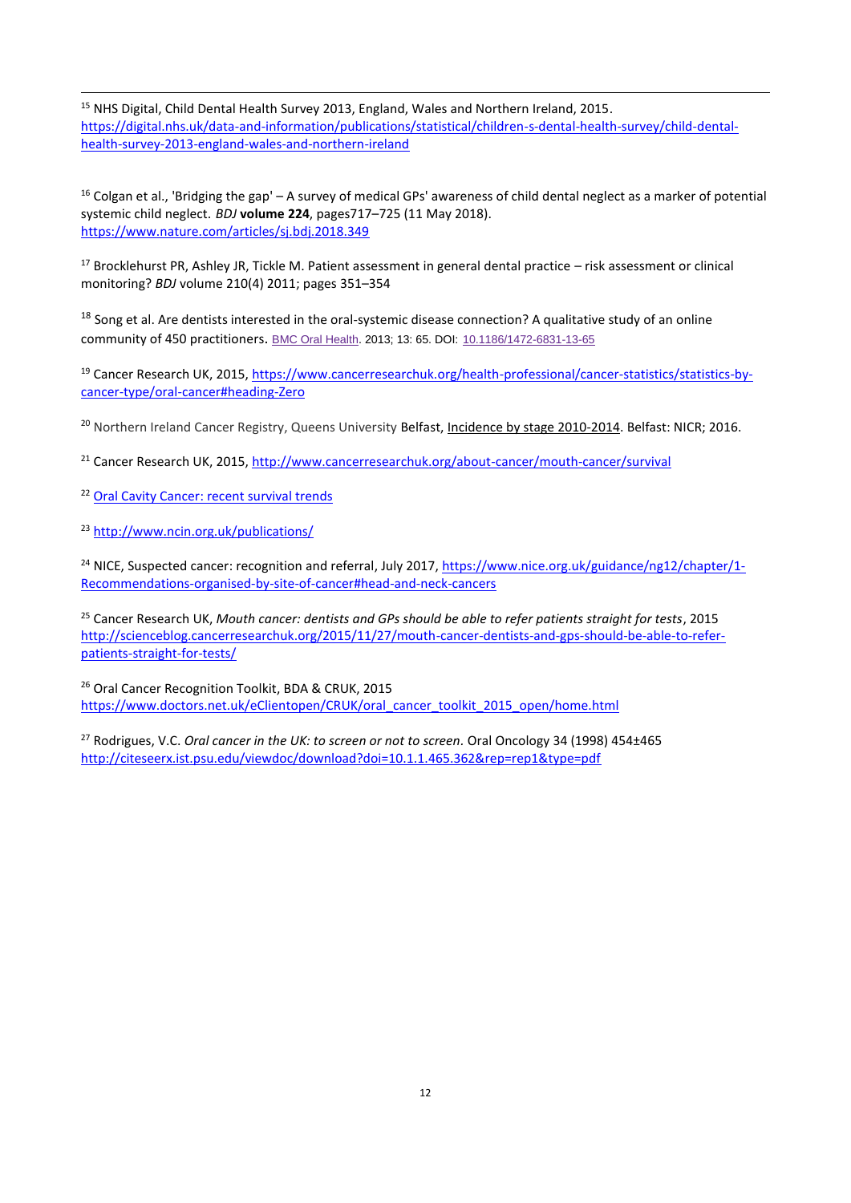[15] NHS Digital, Child Dental Health Survey 2013, England, Wales and Northern Ireland, 2015. https://digital.nhs.uk/data-and-information/publications/statistical/children-s-dental-health-survey/child-dental-health-survey-2013-england-wales-and-northern-ireland

[16] Colgan et al., 'Bridging the gap' – A survey of medical GPs' awareness of child dental neglect as a marker of potential systemic child neglect. *BDJ* **volume 224**, pages717–725 (11 May 2018). https://www.nature.com/articles/sj.bdj.2018.349

[17] Brocklehurst PR, Ashley JR, Tickle M. Patient assessment in general dental practice – risk assessment or clinical monitoring? *BDJ* volume 210(4) 2011; pages 351–354

[18] Song et al. Are dentists interested in the oral-systemic disease connection? A qualitative study of an online community of 450 practitioners. BMC Oral Health. 2013; 13: 65. DOI: 10.1186/1472-6831-13-65

[19] Cancer Research UK, 2015, https://www.cancerresearchuk.org/health-professional/cancer-statistics/statistics-by-cancer-type/oral-cancer#heading-Zero

[20] Northern Ireland Cancer Registry, Queens University Belfast, Incidence by stage 2010-2014. Belfast: NICR; 2016.

[21] Cancer Research UK, 2015, http://www.cancerresearchuk.org/about-cancer/mouth-cancer/survival

[22] Oral Cavity Cancer: recent survival trends

[23] http://www.ncin.org.uk/publications/

[24] NICE, Suspected cancer: recognition and referral, July 2017, https://www.nice.org.uk/guidance/ng12/chapter/1-Recommendations-organised-by-site-of-cancer#head-and-neck-cancers

[25] Cancer Research UK, *Mouth cancer: dentists and GPs should be able to refer patients straight for tests*, 2015 http://scienceblog.cancerresearchuk.org/2015/11/27/mouth-cancer-dentists-and-gps-should-be-able-to-refer-patients-straight-for-tests/

[26] Oral Cancer Recognition Toolkit, BDA & CRUK, 2015 https://www.doctors.net.uk/eClientopen/CRUK/oral_cancer_toolkit_2015_open/home.html

[27] Rodrigues, V.C. *Oral cancer in the UK: to screen or not to screen.* Oral Oncology 34 (1998) 454±465 http://citeseerx.ist.psu.edu/viewdoc/download?doi=10.1.1.465.362&rep=rep1&type=pdf